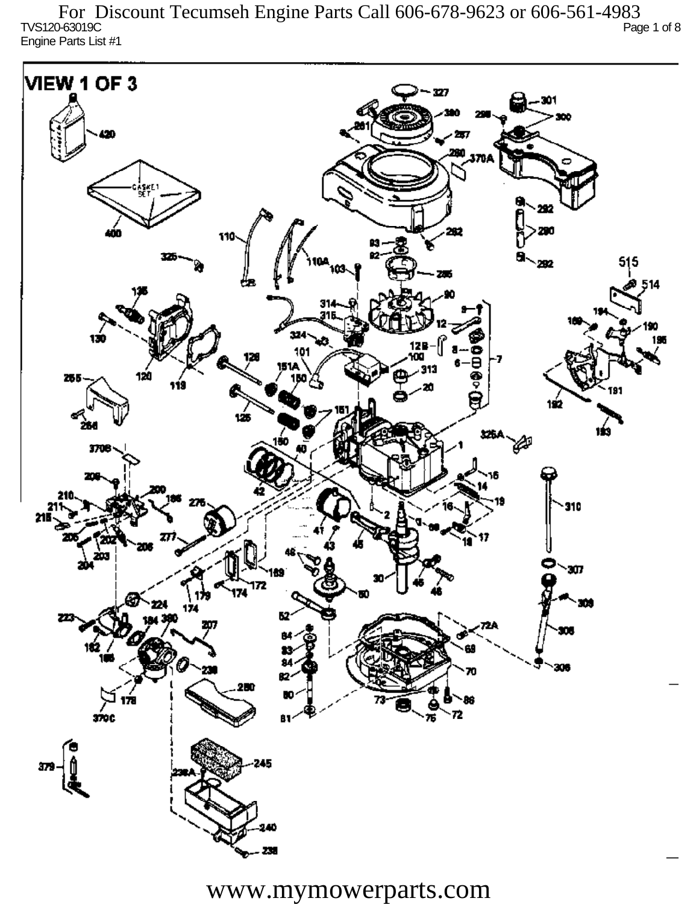For Discount Tecumseh Engine Parts Call 606-678-9623 or 606-561-4983

TVS120-63019C

Engine Parts List #1

VIEW 1 OF 3

www.mymowerparts.com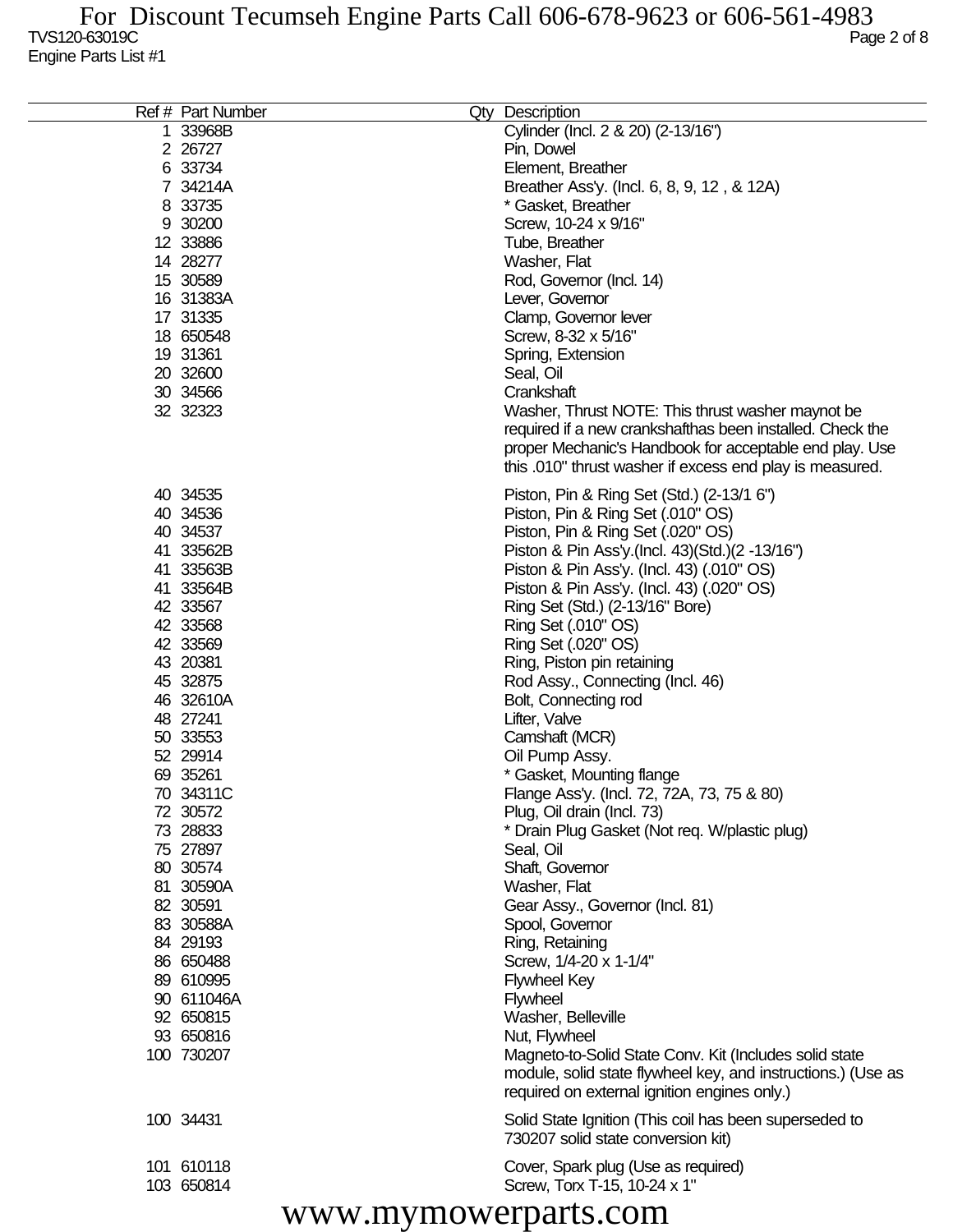TVS120-63019C
Engine Parts List #1

| Ref # | Part Number | Qty | Description |
|---|---|---|---|
| 1 | 33968B | | Cylinder (Incl. 2 & 20) (2-13/16") |
| 2 | 26727 | | Pin, Dowel |
| 6 | 33734 | | Element, Breather |
| 7 | 34214A | | Breather Ass'y. (Incl. 6, 8, 9, 12 , & 12A) |
| 8 | 33735 | | * Gasket, Breather |
| 9 | 30200 | | Screw, 10-24 x 9/16" |
| 12 | 33886 | | Tube, Breather |
| 14 | 28277 | | Washer, Flat |
| 15 | 30589 | | Rod, Governor (Incl. 14) |
| 16 | 31383A | | Lever, Governor |
| 17 | 31335 | | Clamp, Governor lever |
| 18 | 650548 | | Screw, 8-32 x 5/16" |
| 19 | 31361 | | Spring, Extension |
| 20 | 32600 | | Seal, Oil |
| 30 | 34566 | | Crankshaft |
| 32 | 32323 | | Washer, Thrust NOTE: This thrust washer maynot be required if a new crankshafthas been installed. Check the proper Mechanic's Handbook for acceptable end play. Use this .010" thrust washer if excess end play is measured. |
| 40 | 34535 | | Piston, Pin & Ring Set (Std.) (2-13/1 6") |
| 40 | 34536 | | Piston, Pin & Ring Set (.010" OS) |
| 40 | 34537 | | Piston, Pin & Ring Set (.020" OS) |
| 41 | 33562B | | Piston & Pin Ass'y.(Incl. 43)(Std.)(2 -13/16") |
| 41 | 33563B | | Piston & Pin Ass'y. (Incl. 43) (.010" OS) |
| 41 | 33564B | | Piston & Pin Ass'y. (Incl. 43) (.020" OS) |
| 42 | 33567 | | Ring Set (Std.) (2-13/16" Bore) |
| 42 | 33568 | | Ring Set (.010" OS) |
| 42 | 33569 | | Ring Set (.020" OS) |
| 43 | 20381 | | Ring, Piston pin retaining |
| 45 | 32875 | | Rod Assy., Connecting (Incl. 46) |
| 46 | 32610A | | Bolt, Connecting rod |
| 48 | 27241 | | Lifter, Valve |
| 50 | 33553 | | Camshaft (MCR) |
| 52 | 29914 | | Oil Pump Assy. |
| 69 | 35261 | | * Gasket, Mounting flange |
| 70 | 34311C | | Flange Ass'y. (Incl. 72, 72A, 73, 75 & 80) |
| 72 | 30572 | | Plug, Oil drain (Incl. 73) |
| 73 | 28833 | | * Drain Plug Gasket (Not req. W/plastic plug) |
| 75 | 27897 | | Seal, Oil |
| 80 | 30574 | | Shaft, Governor |
| 81 | 30590A | | Washer, Flat |
| 82 | 30591 | | Gear Assy., Governor (Incl. 81) |
| 83 | 30588A | | Spool, Governor |
| 84 | 29193 | | Ring, Retaining |
| 86 | 650488 | | Screw, 1/4-20 x 1-1/4" |
| 89 | 610995 | | Flywheel Key |
| 90 | 611046A | | Flywheel |
| 92 | 650815 | | Washer, Belleville |
| 93 | 650816 | | Nut, Flywheel |
| 100 | 730207 | | Magneto-to-Solid State Conv. Kit (Includes solid state module, solid state flywheel key, and instructions.) (Use as required on external ignition engines only.) |
| 100 | 34431 | | Solid State Ignition (This coil has been superseded to 730207 solid state conversion kit) |
| 101 | 610118 | | Cover, Spark plug (Use as required) |
| 103 | 650814 | | Screw, Torx T-15, 10-24 x 1" |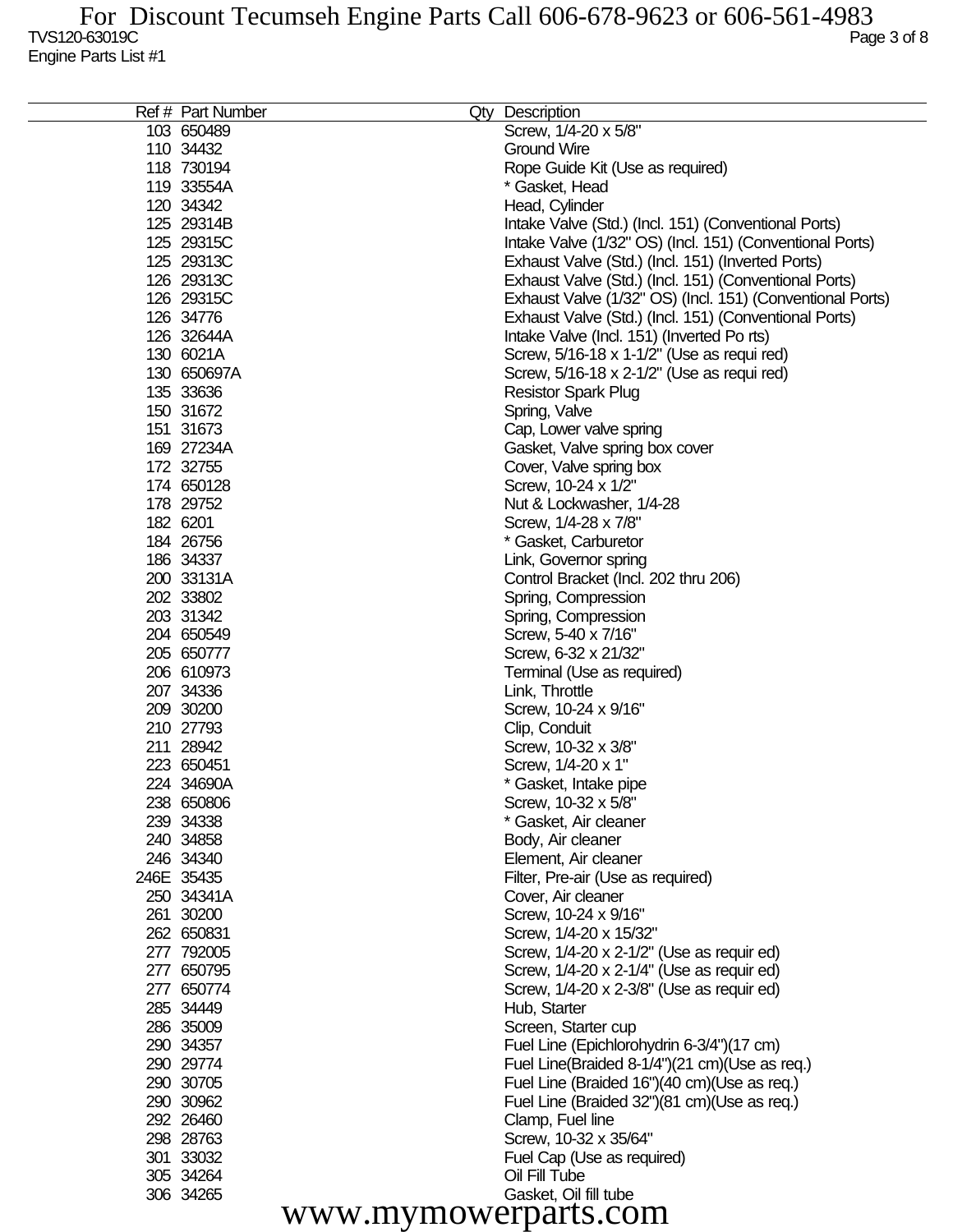| Ref # | Part Number | Qty | Description |
|---|---|---|---|
| 103 | 650489 | | Screw, 1/4-20 x 5/8" |
| 110 | 34432 | | Ground Wire |
| 118 | 730194 | | Rope Guide Kit (Use as required) |
| 119 | 33554A | | * Gasket, Head |
| 120 | 34342 | | Head, Cylinder |
| 125 | 29314B | | Intake Valve (Std.) (Incl. 151) (Conventional Ports) |
| 125 | 29315C | | Intake Valve (1/32" OS) (Incl. 151) (Conventional Ports) |
| 125 | 29313C | | Exhaust Valve (Std.) (Incl. 151) (Inverted Ports) |
| 126 | 29313C | | Exhaust Valve (Std.) (Incl. 151) (Conventional Ports) |
| 126 | 29315C | | Exhaust Valve (1/32" OS) (Incl. 151) (Conventional Ports) |
| 126 | 34776 | | Exhaust Valve (Std.) (Incl. 151) (Conventional Ports) |
| 126 | 32644A | | Intake Valve (Incl. 151) (Inverted Po rts) |
| 130 | 6021A | | Screw, 5/16-18 x 1-1/2" (Use as requi red) |
| 130 | 650697A | | Screw, 5/16-18 x 2-1/2" (Use as requi red) |
| 135 | 33636 | | Resistor Spark Plug |
| 150 | 31672 | | Spring, Valve |
| 151 | 31673 | | Cap, Lower valve spring |
| 169 | 27234A | | Gasket, Valve spring box cover |
| 172 | 32755 | | Cover, Valve spring box |
| 174 | 650128 | | Screw, 10-24 x 1/2" |
| 178 | 29752 | | Nut & Lockwasher, 1/4-28 |
| 182 | 6201 | | Screw, 1/4-28 x 7/8" |
| 184 | 26756 | | * Gasket, Carburetor |
| 186 | 34337 | | Link, Governor spring |
| 200 | 33131A | | Control Bracket (Incl. 202 thru 206) |
| 202 | 33802 | | Spring, Compression |
| 203 | 31342 | | Spring, Compression |
| 204 | 650549 | | Screw, 5-40 x 7/16" |
| 205 | 650777 | | Screw, 6-32 x 21/32" |
| 206 | 610973 | | Terminal (Use as required) |
| 207 | 34336 | | Link, Throttle |
| 209 | 30200 | | Screw, 10-24 x 9/16" |
| 210 | 27793 | | Clip, Conduit |
| 211 | 28942 | | Screw, 10-32 x 3/8" |
| 223 | 650451 | | Screw, 1/4-20 x 1" |
| 224 | 34690A | | * Gasket, Intake pipe |
| 238 | 650806 | | Screw, 10-32 x 5/8" |
| 239 | 34338 | | * Gasket, Air cleaner |
| 240 | 34858 | | Body, Air cleaner |
| 246 | 34340 | | Element, Air cleaner |
| 246E | 35435 | | Filter, Pre-air (Use as required) |
| 250 | 34341A | | Cover, Air cleaner |
| 261 | 30200 | | Screw, 10-24 x 9/16" |
| 262 | 650831 | | Screw, 1/4-20 x 15/32" |
| 277 | 792005 | | Screw, 1/4-20 x 2-1/2" (Use as requir ed) |
| 277 | 650795 | | Screw, 1/4-20 x 2-1/4" (Use as requir ed) |
| 277 | 650774 | | Screw, 1/4-20 x 2-3/8" (Use as requir ed) |
| 285 | 34449 | | Hub, Starter |
| 286 | 35009 | | Screen, Starter cup |
| 290 | 34357 | | Fuel Line (Epichlorohydrin 6-3/4")(17 cm) |
| 290 | 29774 | | Fuel Line(Braided 8-1/4")(21 cm)(Use as req.) |
| 290 | 30705 | | Fuel Line (Braided 16")(40 cm)(Use as req.) |
| 290 | 30962 | | Fuel Line (Braided 32")(81 cm)(Use as req.) |
| 292 | 26460 | | Clamp, Fuel line |
| 298 | 28763 | | Screw, 10-32 x 35/64" |
| 301 | 33032 | | Fuel Cap (Use as required) |
| 305 | 34264 | | Oil Fill Tube |
| 306 | 34265 | | Gasket, Oil fill tube |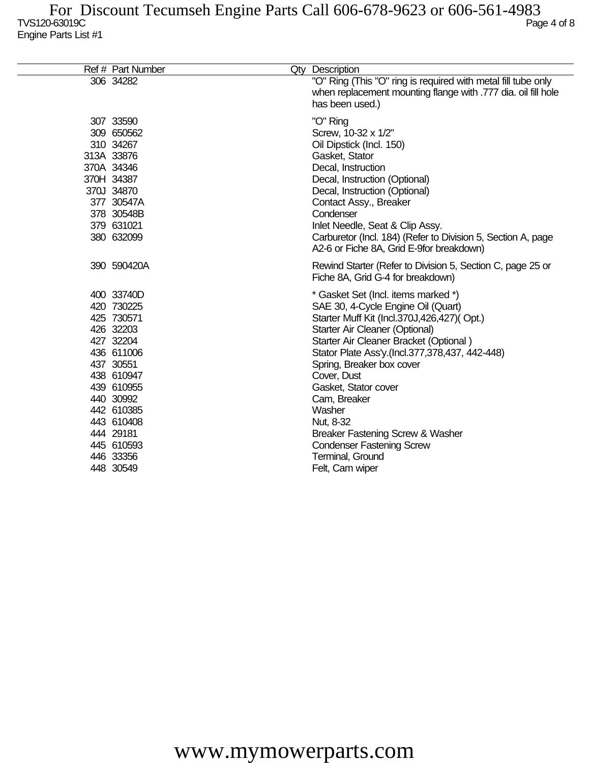| Ref # | Part Number | Qty | Description |
|---|---|---|---|
| 306 | 34282 | | "O" Ring (This "O" ring is required with metal fill tube only when replacement mounting flange with .777 dia. oil fill hole has been used.) |
| 307 | 33590 | | "O" Ring |
| 309 | 650562 | | Screw, 10-32 x 1/2" |
| 310 | 34267 | | Oil Dipstick (Incl. 150) |
| 313A | 33876 | | Gasket, Stator |
| 370A | 34346 | | Decal, Instruction |
| 370H | 34387 | | Decal, Instruction (Optional) |
| 370J | 34870 | | Decal, Instruction (Optional) |
| 377 | 30547A | | Contact Assy., Breaker |
| 378 | 30548B | | Condenser |
| 379 | 631021 | | Inlet Needle, Seat & Clip Assy. |
| 380 | 632099 | | Carburetor (Incl. 184) (Refer to Division 5, Section A, page A2-6 or Fiche 8A, Grid E-9for breakdown) |
| 390 | 590420A | | Rewind Starter (Refer to Division 5, Section C, page 25 or Fiche 8A, Grid G-4 for breakdown) |
| 400 | 33740D | | * Gasket Set (Incl. items marked *) |
| 420 | 730225 | | SAE 30, 4-Cycle Engine Oil (Quart) |
| 425 | 730571 | | Starter Muff Kit (Incl.370J,426,427)( Opt.) |
| 426 | 32203 | | Starter Air Cleaner (Optional) |
| 427 | 32204 | | Starter Air Cleaner Bracket (Optional ) |
| 436 | 611006 | | Stator Plate Ass'y.(Incl.377,378,437, 442-448) |
| 437 | 30551 | | Spring, Breaker box cover |
| 438 | 610947 | | Cover, Dust |
| 439 | 610955 | | Gasket, Stator cover |
| 440 | 30992 | | Cam, Breaker |
| 442 | 610385 | | Washer |
| 443 | 610408 | | Nut, 8-32 |
| 444 | 29181 | | Breaker Fastening Screw & Washer |
| 445 | 610593 | | Condenser Fastening Screw |
| 446 | 33356 | | Terminal, Ground |
| 448 | 30549 | | Felt, Cam wiper |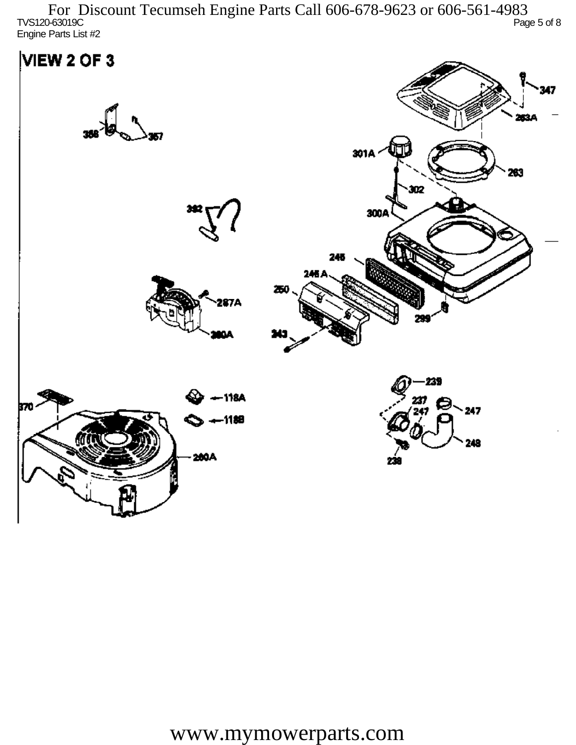For Discount Tecumseh Engine Parts Call 606-678-9623 or 606-561-4983

TVS120-63019C

Engine Parts List #2

# VIEW 2 OF 3

347
263A
358
357
301A
263
302
392
300A
245
245 A
250
287A
299
260A
243
239
118A
237
247
247
370
118B
248
260A
238

www.mymowerparts.com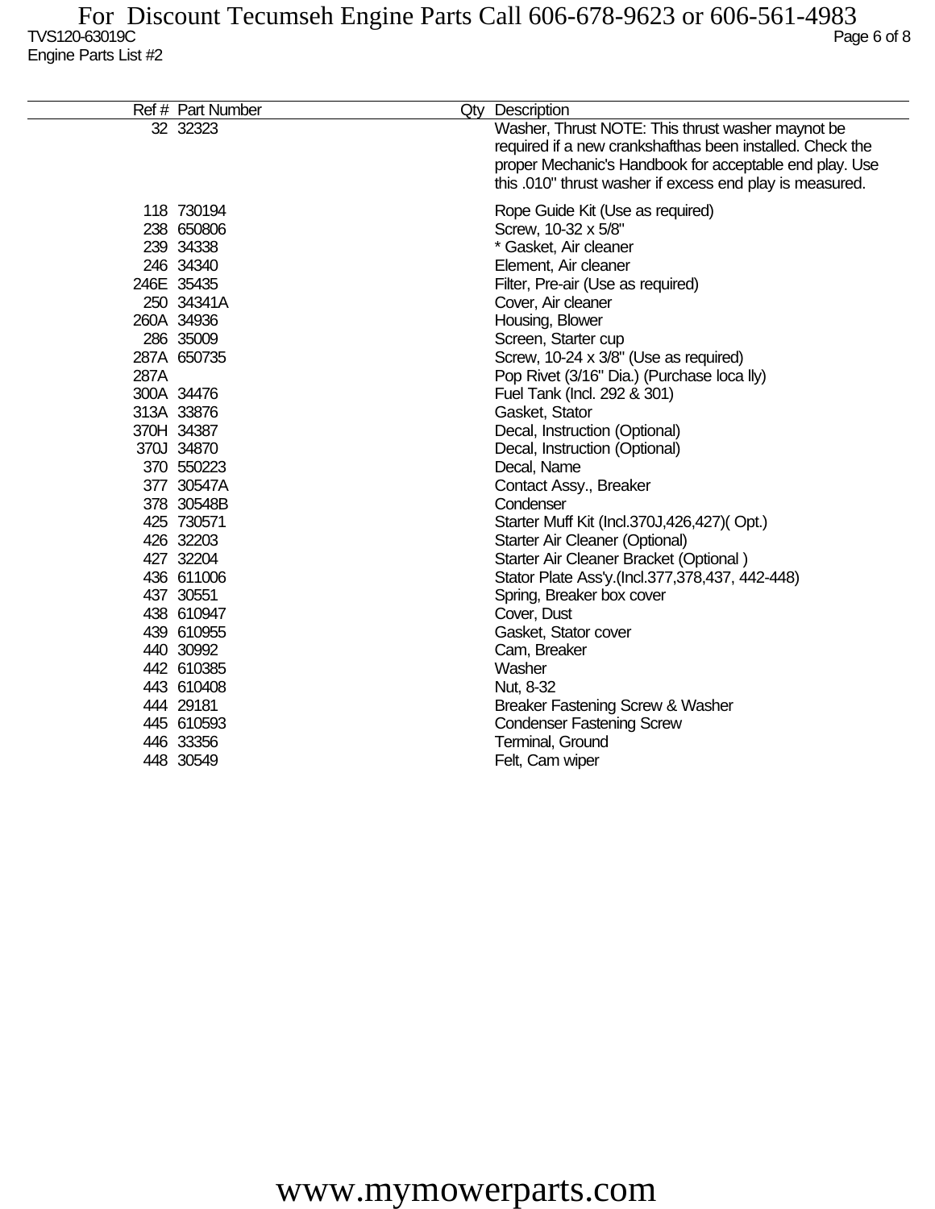TVS120-63019C

Engine Parts List #2

| Ref # | Part Number | Qty | Description |
|---|---|---|---|
| 32 | 32323 | | Washer, Thrust NOTE: This thrust washer maynot be required if a new crankshafthas been installed. Check the proper Mechanic's Handbook for acceptable end play. Use this .010" thrust washer if excess end play is measured. |
| 118 | 730194 | | Rope Guide Kit (Use as required) |
| 238 | 650806 | | Screw, 10-32 x 5/8" |
| 239 | 34338 | | * Gasket, Air cleaner |
| 246 | 34340 | | Element, Air cleaner |
| 246E | 35435 | | Filter, Pre-air (Use as required) |
| 250 | 34341A | | Cover, Air cleaner |
| 260A | 34936 | | Housing, Blower |
| 286 | 35009 | | Screen, Starter cup |
| 287A | 650735 | | Screw, 10-24 x 3/8" (Use as required) |
| 287A | | | Pop Rivet (3/16" Dia.) (Purchase loca lly) |
| 300A | 34476 | | Fuel Tank (Incl. 292 & 301) |
| 313A | 33876 | | Gasket, Stator |
| 370H | 34387 | | Decal, Instruction (Optional) |
| 370J | 34870 | | Decal, Instruction (Optional) |
| 370 | 550223 | | Decal, Name |
| 377 | 30547A | | Contact Assy., Breaker |
| 378 | 30548B | | Condenser |
| 425 | 730571 | | Starter Muff Kit (Incl.370J,426,427)( Opt.) |
| 426 | 32203 | | Starter Air Cleaner (Optional) |
| 427 | 32204 | | Starter Air Cleaner Bracket (Optional ) |
| 436 | 611006 | | Stator Plate Ass'y.(Incl.377,378,437, 442-448) |
| 437 | 30551 | | Spring, Breaker box cover |
| 438 | 610947 | | Cover, Dust |
| 439 | 610955 | | Gasket, Stator cover |
| 440 | 30992 | | Cam, Breaker |
| 442 | 610385 | | Washer |
| 443 | 610408 | | Nut, 8-32 |
| 444 | 29181 | | Breaker Fastening Screw & Washer |
| 445 | 610593 | | Condenser Fastening Screw |
| 446 | 33356 | | Terminal, Ground |
| 448 | 30549 | | Felt, Cam wiper |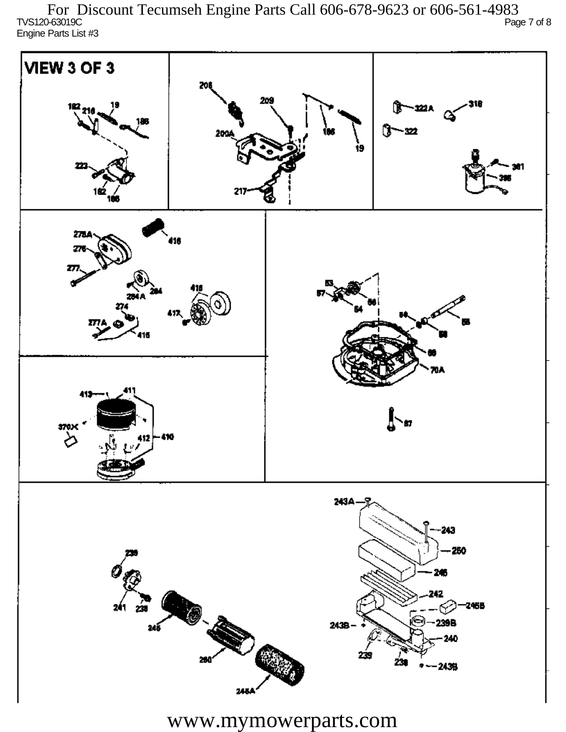For Discount Tecumseh Engine Parts Call 606-678-9623 or 606-561-4983

TVS120-63019C

Engine Parts List #3

VIEW 3 OF 3

www.mymowerparts.com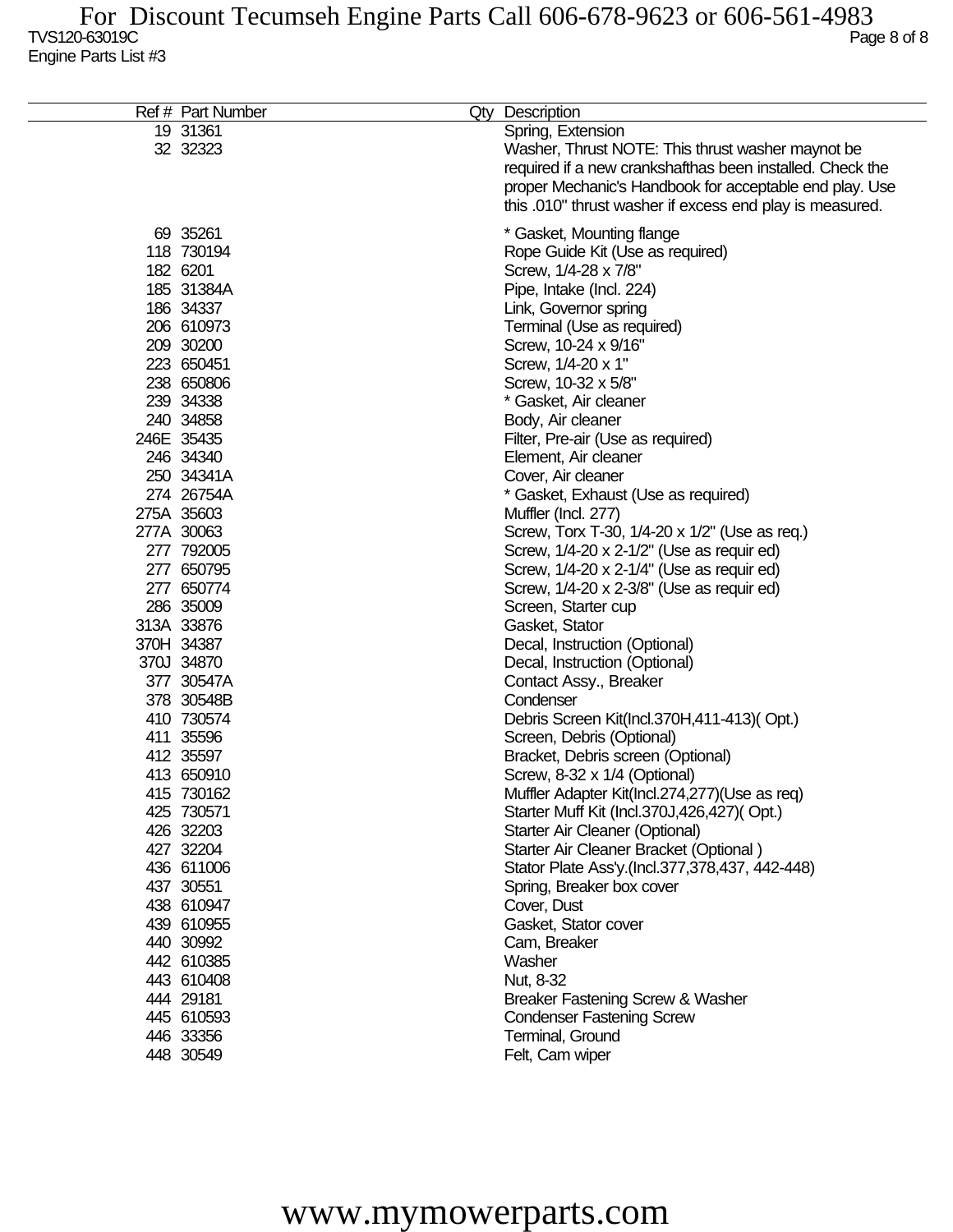For Discount Tecumseh Engine Parts Call 606-678-9623 or 606-561-4983

TVS120-63019C

Engine Parts List #3

| Ref # | Part Number | Qty | Description |
|---|---|---|---|
| 19 | 31361 | | Spring, Extension |
| 32 | 32323 | | Washer, Thrust NOTE: This thrust washer maynot be required if a new crankshafthas been installed. Check the proper Mechanic's Handbook for acceptable end play. Use this .010" thrust washer if excess end play is measured. |
| 69 | 35261 | | * Gasket, Mounting flange |
| 118 | 730194 | | Rope Guide Kit (Use as required) |
| 182 | 6201 | | Screw, 1/4-28 x 7/8" |
| 185 | 31384A | | Pipe, Intake (Incl. 224) |
| 186 | 34337 | | Link, Governor spring |
| 206 | 610973 | | Terminal (Use as required) |
| 209 | 30200 | | Screw, 10-24 x 9/16" |
| 223 | 650451 | | Screw, 1/4-20 x 1" |
| 238 | 650806 | | Screw, 10-32 x 5/8" |
| 239 | 34338 | | * Gasket, Air cleaner |
| 240 | 34858 | | Body, Air cleaner |
| 246E | 35435 | | Filter, Pre-air (Use as required) |
| 246 | 34340 | | Element, Air cleaner |
| 250 | 34341A | | Cover, Air cleaner |
| 274 | 26754A | | * Gasket, Exhaust (Use as required) |
| 275A | 35603 | | Muffler (Incl. 277) |
| 277A | 30063 | | Screw, Torx T-30, 1/4-20 x 1/2" (Use as req.) |
| 277 | 792005 | | Screw, 1/4-20 x 2-1/2" (Use as requir ed) |
| 277 | 650795 | | Screw, 1/4-20 x 2-1/4" (Use as requir ed) |
| 277 | 650774 | | Screw, 1/4-20 x 2-3/8" (Use as requir ed) |
| 286 | 35009 | | Screen, Starter cup |
| 313A | 33876 | | Gasket, Stator |
| 370H | 34387 | | Decal, Instruction (Optional) |
| 370J | 34870 | | Decal, Instruction (Optional) |
| 377 | 30547A | | Contact Assy., Breaker |
| 378 | 30548B | | Condenser |
| 410 | 730574 | | Debris Screen Kit(Incl.370H,411-413)( Opt.) |
| 411 | 35596 | | Screen, Debris (Optional) |
| 412 | 35597 | | Bracket, Debris screen (Optional) |
| 413 | 650910 | | Screw, 8-32 x 1/4 (Optional) |
| 415 | 730162 | | Muffler Adapter Kit(Incl.274,277)(Use as req) |
| 425 | 730571 | | Starter Muff Kit (Incl.370J,426,427)( Opt.) |
| 426 | 32203 | | Starter Air Cleaner (Optional) |
| 427 | 32204 | | Starter Air Cleaner Bracket (Optional ) |
| 436 | 611006 | | Stator Plate Ass'y.(Incl.377,378,437, 442-448) |
| 437 | 30551 | | Spring, Breaker box cover |
| 438 | 610947 | | Cover, Dust |
| 439 | 610955 | | Gasket, Stator cover |
| 440 | 30992 | | Cam, Breaker |
| 442 | 610385 | | Washer |
| 443 | 610408 | | Nut, 8-32 |
| 444 | 29181 | | Breaker Fastening Screw & Washer |
| 445 | 610593 | | Condenser Fastening Screw |
| 446 | 33356 | | Terminal, Ground |
| 448 | 30549 | | Felt, Cam wiper |

www.mymowerparts.com